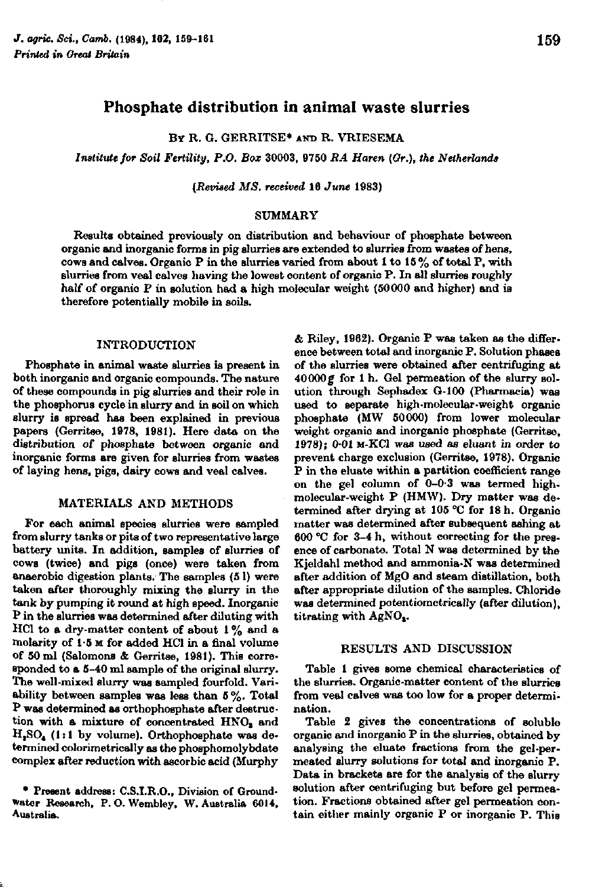# Phosphate distribution in animal waste slurries

By R. G. GERRITSE* and R. VRIESEMA

*Institute for Soil Fertility, P.O. Box 30003, 9750 RA Haren (Gr.), the Netherlands*

*(Revised MS. received 16 June 1983)*

## SUMMARY

Results obtained previously on distribution and behaviour of phosphate between organic and inorganic forms in pig slurries are extended to slurries from wastes of hens, cows and calves. Organic P in the slurries varied from about 1 to 15% of total P, with slurries from veal calves having the lowest content of organic P. In all slurries roughly half of organic P in solution had a high molecular weight (50000 and higher) and is therefore potentially mobile in soils.

## INTRODUCTION

Phosphate in animal waste slurries is present in both inorganic and organic compounds. The nature of these compounds in pig slurries and their role in the phosphorus cycle in slurry and in soil on which slurry is spread has been explained in previous papers (Gerritse, 1978, 1981). Here data on the distribution of phosphate between organic and inorganic forms are given for slurries from wastes of laying hens, pigs, dairy cows and veal calves.

## MATERIALS AND METHODS

For each animal species slurries were sampled from slurry tanks or pits of two representative large battery units. In addition, samples of slurries of cows (twice) and pigs (once) were taken from anaerobic digestion plants. The samples (5 l) were taken after thoroughly mixing the slurry in the tank by pumping it round at high speed. Inorganic P in the slurries was determined after diluting with HCl to a dry-matter content of about 1% and a molarity of 1·5 M for added HCl in a final volume of 50 ml (Salomons & Gerritse, 1981). This corresponded to a 5–40 ml sample of the original slurry. The well-mixed slurry was sampled fourfold. Variability between samples was less than 5%. Total P was determined as orthophosphate after destruction with a mixture of concentrated $HNO_3$ and $H_2SO_4$ (1:1 by volume). Orthophosphate was determined colorimetrically as the phosphomolybdate complex after reduction with ascorbic acid (Murphy & Riley, 1962). Organic P was taken as the difference between total and inorganic P. Solution phases of the slurries were obtained after centrifuging at 40000 *g* for 1 h. Gel permeation of the slurry solution through Sephadex G-100 (Pharmacia) was used to separate high-molecular-weight organic phosphate (MW 50000) from lower molecular weight organic and inorganic phosphate (Gerritse, 1978); 0·01 M-KCl was used as eluant in order to prevent charge exclusion (Gerritse, 1978). Organic P in the eluate within a partition coefficient range on the gel column of 0–0·3 was termed high-molecular-weight P (HMW). Dry matter was determined after drying at 105 °C for 18 h. Organic matter was determined after subsequent ashing at 600 °C for 3–4 h, without correcting for the presence of carbonate. Total N was determined by the Kjeldahl method and ammonia-N was determined after addition of MgO and steam distillation, both after appropriate dilution of the samples. Chloride was determined potentiometrically (after dilution), titrating with $AgNO_3$.

## RESULTS AND DISCUSSION

Table 1 gives some chemical characteristics of the slurries. Organic-matter content of the slurries from veal calves was too low for a proper determination.

Table 2 gives the concentrations of soluble organic and inorganic P in the slurries, obtained by analysing the eluate fractions from the gel-permeated slurry solutions for total and inorganic P. Data in brackets are for the analysis of the slurry solution after centrifuging but before gel permeation. Fractions obtained after gel permeation contain either mainly organic P or inorganic P. This

* Present address: C.S.I.R.O., Division of Groundwater Research, P. O. Wembley, W. Australia 6014, Australia.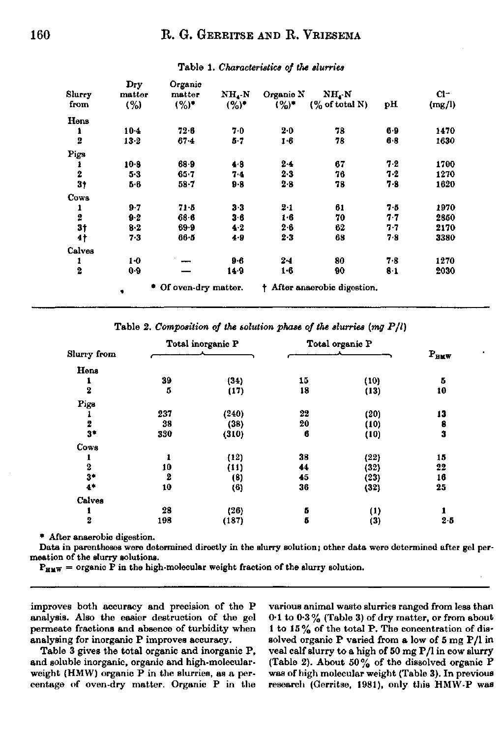Table 1. *Characteristics of the slurries*

| Slurry from | Dry matter (%) | Organic matter (%)* | $NH_4$-N (%)* | Organic N (%)* | $NH_4$-N (% of total N) | pH | $Cl^-$ (mg/l) |
|---|---|---|---|---|---|---|---|
| Hens | | | | | | | |
| 1 | 10·4 | 72·6 | 7·0 | 2·0 | 78 | 6·9 | 1470 |
| 2 | 13·2 | 67·4 | 5·7 | 1·6 | 78 | 6·8 | 1630 |
| Pigs | | | | | | | |
| 1 | 10·8 | 68·9 | 4·8 | 2·4 | 67 | 7·2 | 1700 |
| 2 | 5·3 | 65·7 | 7·4 | 2·3 | 76 | 7·2 | 1270 |
| 3† | 5·6 | 58·7 | 9·8 | 2·8 | 78 | 7·8 | 1620 |
| Cows | | | | | | | |
| 1 | 9·7 | 71·5 | 3·3 | 2·1 | 61 | 7·5 | 1970 |
| 2 | 9·2 | 68·6 | 3·6 | 1·6 | 70 | 7·7 | 2850 |
| 3† | 8·2 | 69·9 | 4·2 | 2·6 | 62 | 7·7 | 2170 |
| 4† | 7·3 | 66·5 | 4·9 | 2·3 | 68 | 7·8 | 3380 |
| Calves | | | | | | | |
| 1 | 1·0 | — | 9·6 | 2·4 | 80 | 7·8 | 1270 |
| 2 | 0·9 | — | 14·9 | 1·6 | 90 | 8·1 | 2030 |

\* Of oven-dry matter. † After anaerobic digestion.

Table 2. *Composition of the solution phase of the slurries (mg P/l)*

| Slurry from | Total inorganic P | | Total organic P | | $P_{HMW}$ |
|---|---|---|---|---|---|
| Hens | | | | | |
| 1 | 39 | (34) | 15 | (10) | 5 |
| 2 | 5 | (17) | 18 | (13) | 10 |
| Pigs | | | | | |
| 1 | 237 | (240) | 22 | (20) | 13 |
| 2 | 38 | (38) | 20 | (10) | 8 |
| 3* | 330 | (310) | 6 | (10) | 3 |
| Cows | | | | | |
| 1 | 1 | (12) | 38 | (22) | 15 |
| 2 | 10 | (11) | 44 | (32) | 22 |
| 3* | 2 | (8) | 45 | (23) | 16 |
| 4* | 10 | (6) | 36 | (32) | 25 |
| Calves | | | | | |
| 1 | 28 | (26) | 5 | (1) | 1 |
| 2 | 198 | (187) | 5 | (3) | 2·5 |

\* After anaerobic digestion.

Data in parentheses were determined directly in the slurry solution; other data were determined after gel permeation of the slurry solutions.

$P_{HMW}$ = organic P in the high-molecular weight fraction of the slurry solution.

improves both accuracy and precision of the P analysis. Also the easier destruction of the gel permeate fractions and absence of turbidity when analysing for inorganic P improves accuracy.

Table 3 gives the total organic and inorganic P, and soluble inorganic, organic and high-molecular-weight (HMW) organic P in the slurries, as a percentage of oven-dry matter. Organic P in the various animal waste slurries ranged from less than 0·1 to 0·3 % (Table 3) of dry matter, or from about 1 to 15 % of the total P. The concentration of dissolved organic P varied from a low of 5 mg P/l in veal calf slurry to a high of 50 mg P/l in cow slurry (Table 2). About 50 % of the dissolved organic P was of high molecular weight (Table 3). In previous research (Gerritse, 1981), only this HMW-P was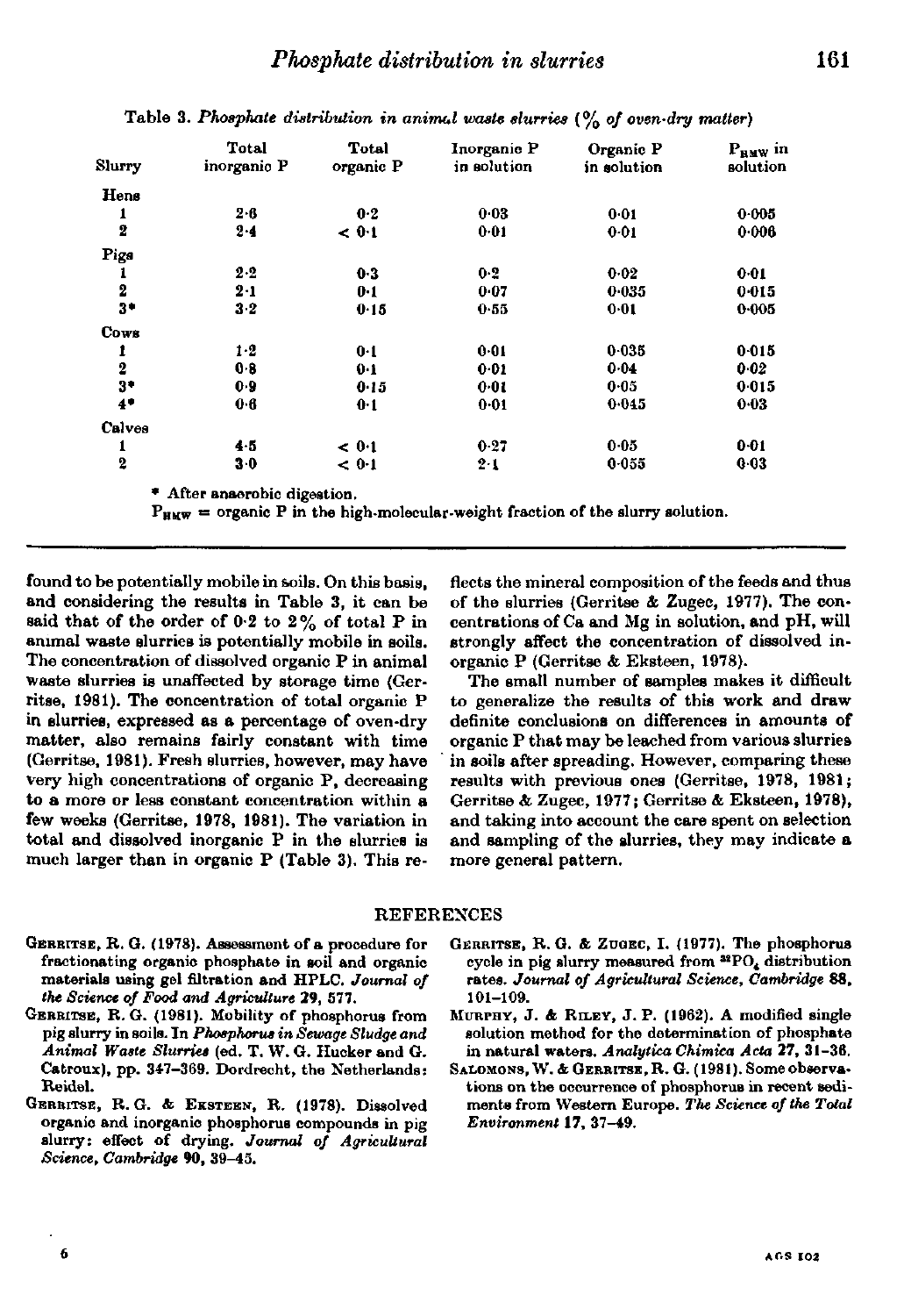Table 3. *Phosphate distribution in animal waste slurries (% of oven-dry matter)*

| Slurry | Total inorganic P | Total organic P | Inorganic P in solution | Organic P in solution | $P_{HMW}$ in solution |
|---|---|---|---|---|---|
| Hens | | | | | |
| 1 | 2·6 | 0·2 | 0·03 | 0·01 | 0·005 |
| 2 | 2·4 | < 0·1 | 0·01 | 0·01 | 0·006 |
| Pigs | | | | | |
| 1 | 2·2 | 0·3 | 0·2 | 0·02 | 0·01 |
| 2 | 2·1 | 0·1 | 0·07 | 0·035 | 0·015 |
| 3* | 3·2 | 0·15 | 0·55 | 0·01 | 0·005 |
| Cows | | | | | |
| 1 | 1·2 | 0·1 | 0·01 | 0·035 | 0·015 |
| 2 | 0·8 | 0·1 | 0·01 | 0·04 | 0·02 |
| 3* | 0·9 | 0·15 | 0·01 | 0·05 | 0·015 |
| 4* | 0·6 | 0·1 | 0·01 | 0·045 | 0·03 |
| Calves | | | | | |
| 1 | 4·5 | < 0·1 | 0·27 | 0·05 | 0·01 |
| 2 | 3·0 | < 0·1 | 2·1 | 0·055 | 0·03 |

\* After anaerobic digestion.
$P_{HMW}$ = organic P in the high-molecular-weight fraction of the slurry solution.

found to be potentially mobile in soils. On this basis, and considering the results in Table 3, it can be said that of the order of 0·2 to 2% of total P in animal waste slurries is potentially mobile in soils. The concentration of dissolved organic P in animal waste slurries is unaffected by storage time (Gerritse, 1981). The concentration of total organic P in slurries, expressed as a percentage of oven-dry matter, also remains fairly constant with time (Gerritse, 1981). Fresh slurries, however, may have very high concentrations of organic P, decreasing to a more or less constant concentration within a few weeks (Gerritse, 1978, 1981). The variation in total and dissolved inorganic P in the slurries is much larger than in organic P (Table 3). This reflects the mineral composition of the feeds and thus of the slurries (Gerritse & Zugec, 1977). The concentrations of Ca and Mg in solution, and pH, will strongly affect the concentration of dissolved inorganic P (Gerritse & Eksteen, 1978).

The small number of samples makes it difficult to generalize the results of this work and draw definite conclusions on differences in amounts of organic P that may be leached from various slurries in soils after spreading. However, comparing these results with previous ones (Gerritse, 1978, 1981; Gerritse & Zugec, 1977; Gerritse & Eksteen, 1978), and taking into account the care spent on selection and sampling of the slurries, they may indicate a more general pattern.

## REFERENCES

Gerritse, R. G. (1978). Assessment of a procedure for fractionating organic phosphate in soil and organic materials using gel filtration and HPLC. *Journal of the Science of Food and Agriculture* **29**, 577.

Gerritse, R. G. (1981). Mobility of phosphorus from pig slurry in soils. In *Phosphorus in Sewage Sludge and Animal Waste Slurries* (ed. T. W. G. Hucker and G. Catroux), pp. 347–369. Dordrecht, the Netherlands: Reidel.

Gerritse, R. G. & Eksteen, R. (1978). Dissolved organic and inorganic phosphorus compounds in pig slurry: effect of drying. *Journal of Agricultural Science, Cambridge* **90**, 39–45.

Gerritse, R. G. & Zugec, I. (1977). The phosphorus cycle in pig slurry measured from $^{32}PO_4$ distribution rates. *Journal of Agricultural Science, Cambridge* **88**, 101–109.

Murphy, J. & Riley, J. P. (1962). A modified single solution method for the determination of phosphate in natural waters. *Analytica Chimica Acta* **27**, 31–36.

Salomons, W. & Gerritse, R. G. (1981). Some observations on the occurrence of phosphorus in recent sediments from Western Europe. *The Science of the Total Environment* **17**, 37–49.